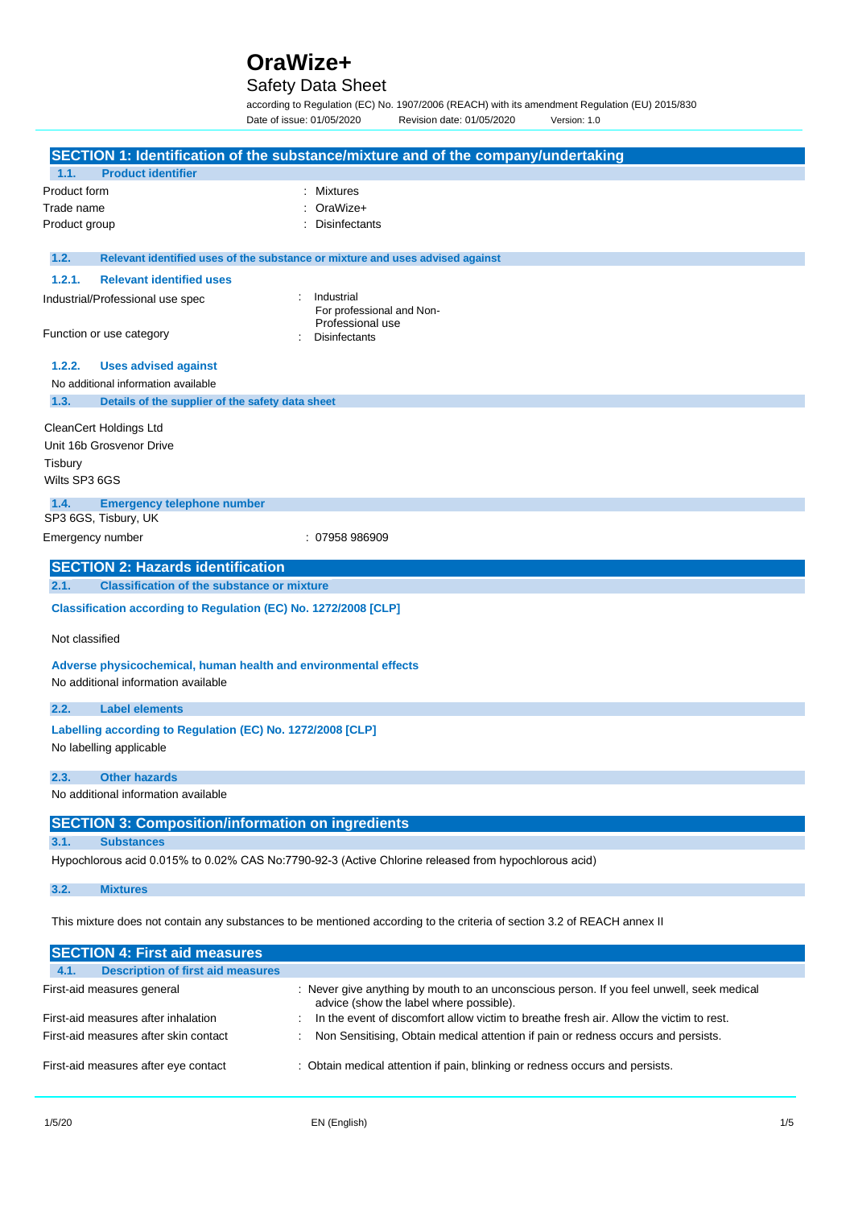# OraWize+

Safety Data Sheet

according to Regulation (EC) No. 1907/2006 (REACH) with its amendment Regulation (EU) 2015/830

Date of issue: 01/05/2020 Revision date: 01/05/2020 Version: 1.0

## SECTION 1: Identification of the substance/mixture and of the company/undertaking

### 1.1. Product identifier

| | |
|---|---|
| Product form | : Mixtures |
| Trade name | : OraWize+ |
| Product group | : Disinfectants |

### 1.2. Relevant identified uses of the substance or mixture and uses advised against

#### 1.2.1. Relevant identified uses

| | |
|---|---|
| Industrial/Professional use spec | : Industrial<br>For professional and Non-Professional use |
| Function or use category | : Disinfectants |

#### 1.2.2. Uses advised against

No additional information available

### 1.3. Details of the supplier of the safety data sheet

CleanCert Holdings Ltd
Unit 16b Grosvenor Drive
Tisbury
Wilts SP3 6GS

### 1.4. Emergency telephone number

SP3 6GS, Tisbury, UK

| | |
|---|---|
| Emergency number | : 07958 986909 |

## SECTION 2: Hazards identification

### 2.1. Classification of the substance or mixture

**Classification according to Regulation (EC) No. 1272/2008 [CLP]**

Not classified

**Adverse physicochemical, human health and environmental effects**

No additional information available

### 2.2. Label elements

**Labelling according to Regulation (EC) No. 1272/2008 [CLP]**

No labelling applicable

### 2.3. Other hazards

No additional information available

## SECTION 3: Composition/information on ingredients

### 3.1. Substances

Hypochlorous acid 0.015% to 0.02% CAS No:7790-92-3 (Active Chlorine released from hypochlorous acid)

### 3.2. Mixtures

This mixture does not contain any substances to be mentioned according to the criteria of section 3.2 of REACH annex II

## SECTION 4: First aid measures

### 4.1. Description of first aid measures

| | |
|---|---|
| First-aid measures general | : Never give anything by mouth to an unconscious person. If you feel unwell, seek medical advice (show the label where possible). |
| First-aid measures after inhalation | : In the event of discomfort allow victim to breathe fresh air. Allow the victim to rest. |
| First-aid measures after skin contact | : Non Sensitising, Obtain medical attention if pain or redness occurs and persists. |
| First-aid measures after eye contact | : Obtain medical attention if pain, blinking or redness occurs and persists. |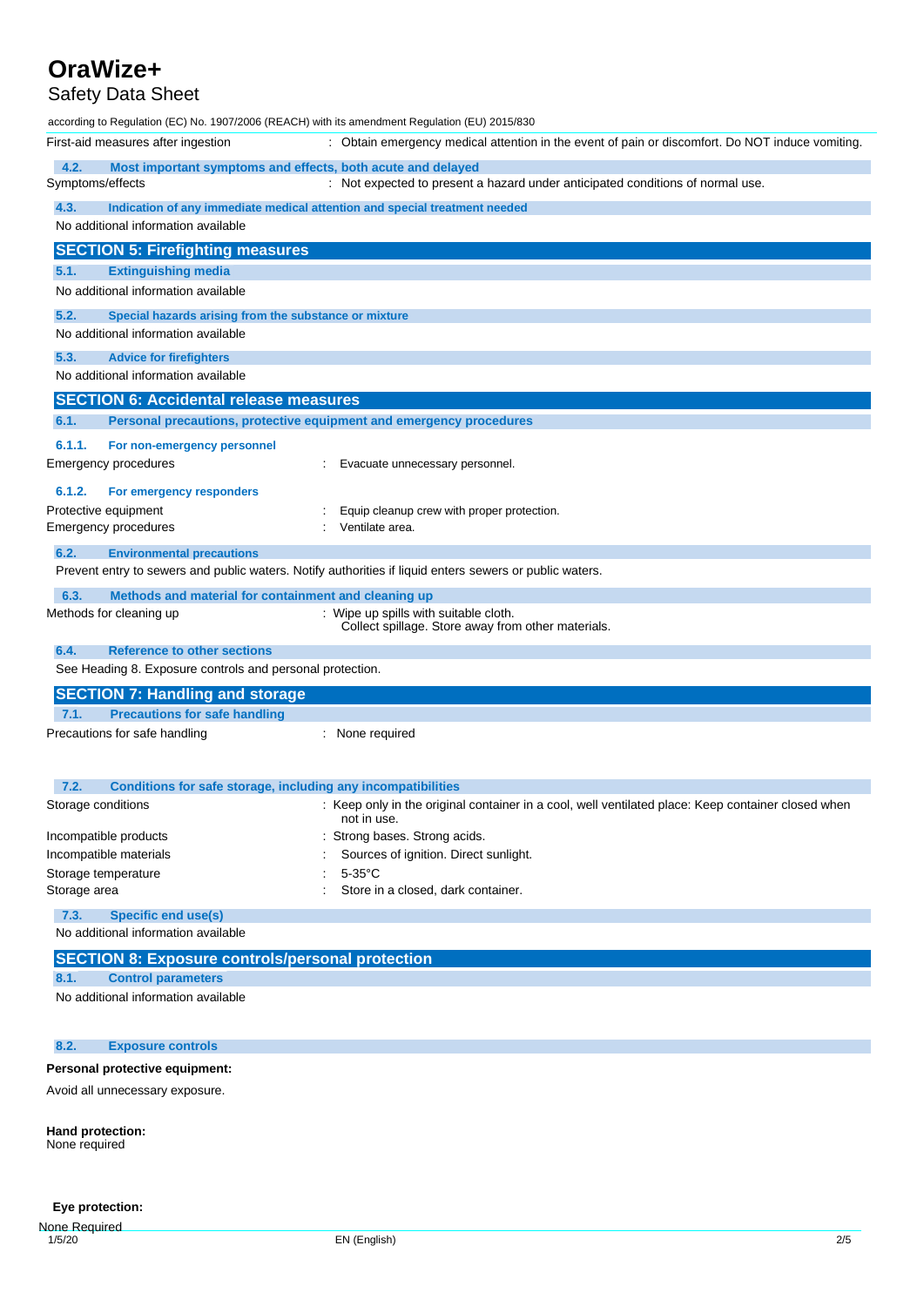| | |
|---|---|
| First-aid measures after ingestion | : Obtain emergency medical attention in the event of pain or discomfort. Do NOT induce vomiting. |

### 4.2. Most important symptoms and effects, both acute and delayed

| | |
|---|---|
| Symptoms/effects | : Not expected to present a hazard under anticipated conditions of normal use. |

### 4.3. Indication of any immediate medical attention and special treatment needed

No additional information available

## SECTION 5: Firefighting measures

### 5.1. Extinguishing media

No additional information available

### 5.2. Special hazards arising from the substance or mixture

No additional information available

### 5.3. Advice for firefighters

No additional information available

## SECTION 6: Accidental release measures

### 6.1. Personal precautions, protective equipment and emergency procedures

#### 6.1.1. For non-emergency personnel

| | |
|---|---|
| Emergency procedures | : Evacuate unnecessary personnel. |

#### 6.1.2. For emergency responders

| | |
|---|---|
| Protective equipment | : Equip cleanup crew with proper protection. |
| Emergency procedures | : Ventilate area. |

### 6.2. Environmental precautions

Prevent entry to sewers and public waters. Notify authorities if liquid enters sewers or public waters.

### 6.3. Methods and material for containment and cleaning up

| | |
|---|---|
| Methods for cleaning up | : Wipe up spills with suitable cloth. Collect spillage. Store away from other materials. |

### 6.4. Reference to other sections

See Heading 8. Exposure controls and personal protection.

## SECTION 7: Handling and storage

### 7.1. Precautions for safe handling

| | |
|---|---|
| Precautions for safe handling | : None required |

### 7.2. Conditions for safe storage, including any incompatibilities

| | |
|---|---|
| Storage conditions | : Keep only in the original container in a cool, well ventilated place: Keep container closed when not in use. |
| Incompatible products | : Strong bases. Strong acids. |
| Incompatible materials | : Sources of ignition. Direct sunlight. |
| Storage temperature | : 5-35°C |
| Storage area | : Store in a closed, dark container. |

### 7.3. Specific end use(s)

No additional information available

## SECTION 8: Exposure controls/personal protection

### 8.1. Control parameters

No additional information available

### 8.2. Exposure controls

**Personal protective equipment:**

Avoid all unnecessary exposure.

**Hand protection:**
None required

**Eye protection:**
None Required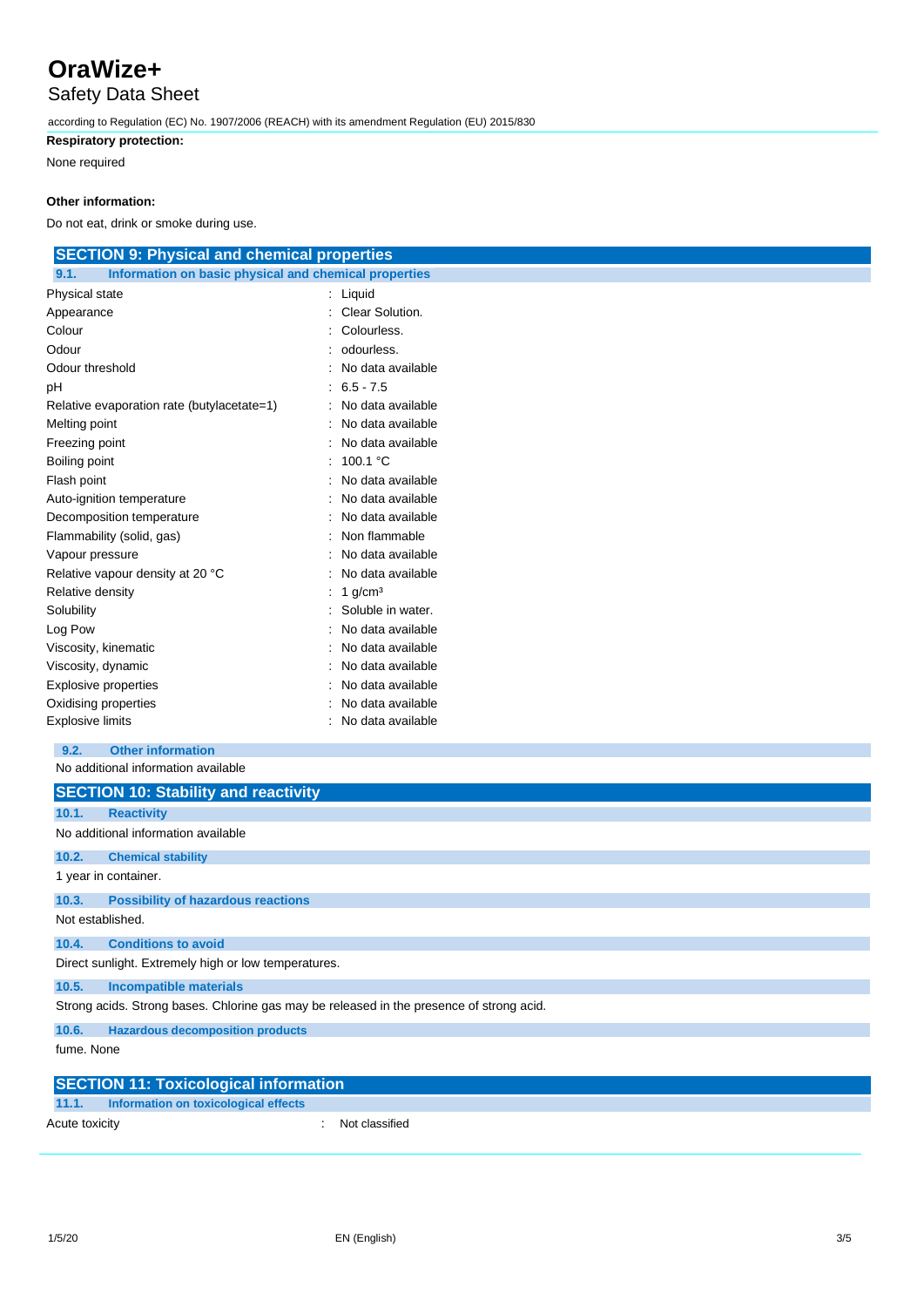**Respiratory protection:**

None required

**Other information:**

Do not eat, drink or smoke during use.

## SECTION 9: Physical and chemical properties

### 9.1. Information on basic physical and chemical properties

| Property | Value |
|---|---|
| Physical state | Liquid |
| Appearance | Clear Solution. |
| Colour | Colourless. |
| Odour | odourless. |
| Odour threshold | No data available |
| pH | 6.5 - 7.5 |
| Relative evaporation rate (butylacetate=1) | No data available |
| Melting point | No data available |
| Freezing point | No data available |
| Boiling point | 100.1 °C |
| Flash point | No data available |
| Auto-ignition temperature | No data available |
| Decomposition temperature | No data available |
| Flammability (solid, gas) | Non flammable |
| Vapour pressure | No data available |
| Relative vapour density at 20 °C | No data available |
| Relative density | 1 g/cm³ |
| Solubility | Soluble in water. |
| Log Pow | No data available |
| Viscosity, kinematic | No data available |
| Viscosity, dynamic | No data available |
| Explosive properties | No data available |
| Oxidising properties | No data available |
| Explosive limits | No data available |

### 9.2. Other information

No additional information available

## SECTION 10: Stability and reactivity

### 10.1. Reactivity

No additional information available

### 10.2. Chemical stability

1 year in container.

### 10.3. Possibility of hazardous reactions

Not established.

### 10.4. Conditions to avoid

Direct sunlight. Extremely high or low temperatures.

### 10.5. Incompatible materials

Strong acids. Strong bases. Chlorine gas may be released in the presence of strong acid.

### 10.6. Hazardous decomposition products

fume. None

## SECTION 11: Toxicological information

### 11.1. Information on toxicological effects

| Property | Value |
|---|---|
| Acute toxicity | Not classified |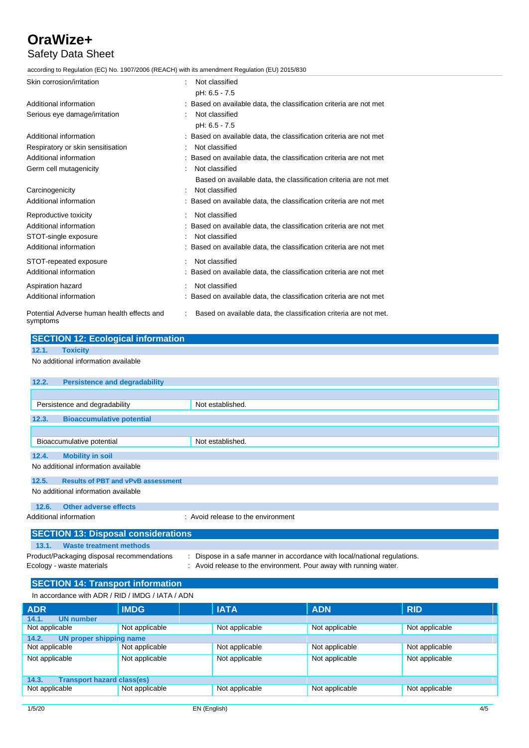| | |
|---|---|
| Skin corrosion/irritation | : Not classified<br>pH: 6.5 - 7.5 |
| Additional information | : Based on available data, the classification criteria are not met |
| Serious eye damage/irritation | : Not classified<br>pH: 6.5 - 7.5 |
| Additional information | : Based on available data, the classification criteria are not met |
| Respiratory or skin sensitisation | : Not classified |
| Additional information | : Based on available data, the classification criteria are not met |
| Germ cell mutagenicity | : Not classified<br>Based on available data, the classification criteria are not met |
| Carcinogenicity | : Not classified |
| Additional information | : Based on available data, the classification criteria are not met |
| Reproductive toxicity | : Not classified |
| Additional information | : Based on available data, the classification criteria are not met |
| STOT-single exposure | : Not classified |
| Additional information | : Based on available data, the classification criteria are not met |
| STOT-repeated exposure | : Not classified |
| Additional information | : Based on available data, the classification criteria are not met |
| Aspiration hazard | : Not classified |
| Additional information | : Based on available data, the classification criteria are not met |
| Potential Adverse human health effects and symptoms | : Based on available data, the classification criteria are not met. |

## SECTION 12: Ecological information

### 12.1. Toxicity

No additional information available

### 12.2. Persistence and degradability

| | |
|---|---|
| Persistence and degradability | Not established. |

### 12.3. Bioaccumulative potential

| | |
|---|---|
| Bioaccumulative potential | Not established. |

### 12.4. Mobility in soil

No additional information available

### 12.5. Results of PBT and vPvB assessment

No additional information available

### 12.6. Other adverse effects

Additional information : Avoid release to the environment

## SECTION 13: Disposal considerations

### 13.1. Waste treatment methods

| | |
|---|---|
| Product/Packaging disposal recommendations | : Dispose in a safe manner in accordance with local/national regulations. |
| Ecology - waste materials | : Avoid release to the environment. Pour away with running water. |

## SECTION 14: Transport information

In accordance with ADR / RID / IMDG / IATA / ADN

| ADR | IMDG | IATA | ADN | RID |
|---|---|---|---|---|
| **14.1. UN number** | | | | |
| Not applicable | Not applicable | Not applicable | Not applicable | Not applicable |
| **14.2. UN proper shipping name** | | | | |
| Not applicable | Not applicable | Not applicable | Not applicable | Not applicable |
| Not applicable | Not applicable | Not applicable | Not applicable | Not applicable |
| **14.3. Transport hazard class(es)** | | | | |
| Not applicable | Not applicable | Not applicable | Not applicable | Not applicable |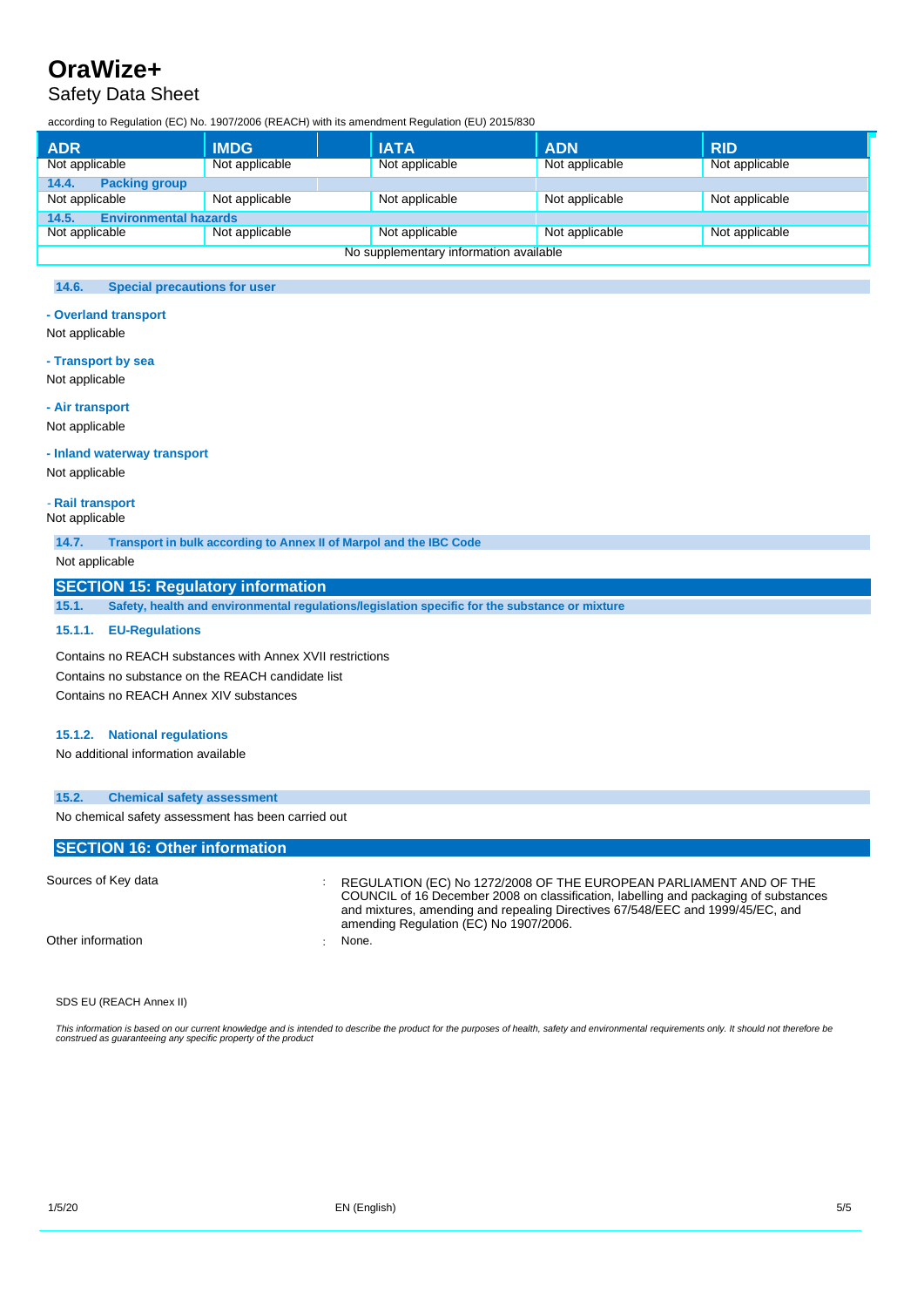| ADR | IMDG | IATA | ADN | RID |
| --- | --- | --- | --- | --- |
| Not applicable | Not applicable | Not applicable | Not applicable | Not applicable |
| **14.4. Packing group** | | | | |
| Not applicable | Not applicable | Not applicable | Not applicable | Not applicable |
| **14.5. Environmental hazards** | | | | |
| Not applicable | Not applicable | Not applicable | Not applicable | Not applicable |
| No supplementary information available | | | | |

### 14.6. Special precautions for user

**- Overland transport**

Not applicable

**- Transport by sea**

Not applicable

**- Air transport**

Not applicable

**- Inland waterway transport**

Not applicable

**- Rail transport**

Not applicable

### 14.7. Transport in bulk according to Annex II of Marpol and the IBC Code

Not applicable

## SECTION 15: Regulatory information

### 15.1. Safety, health and environmental regulations/legislation specific for the substance or mixture

#### 15.1.1. EU-Regulations

Contains no REACH substances with Annex XVII restrictions

Contains no substance on the REACH candidate list

Contains no REACH Annex XIV substances

#### 15.1.2. National regulations

No additional information available

### 15.2. Chemical safety assessment

No chemical safety assessment has been carried out

## SECTION 16: Other information

Sources of Key data : REGULATION (EC) No 1272/2008 OF THE EUROPEAN PARLIAMENT AND OF THE COUNCIL of 16 December 2008 on classification, labelling and packaging of substances and mixtures, amending and repealing Directives 67/548/EEC and 1999/45/EC, and amending Regulation (EC) No 1907/2006.

Other information : None.

SDS EU (REACH Annex II)

*This information is based on our current knowledge and is intended to describe the product for the purposes of health, safety and environmental requirements only. It should not therefore be construed as guaranteeing any specific property of the product*